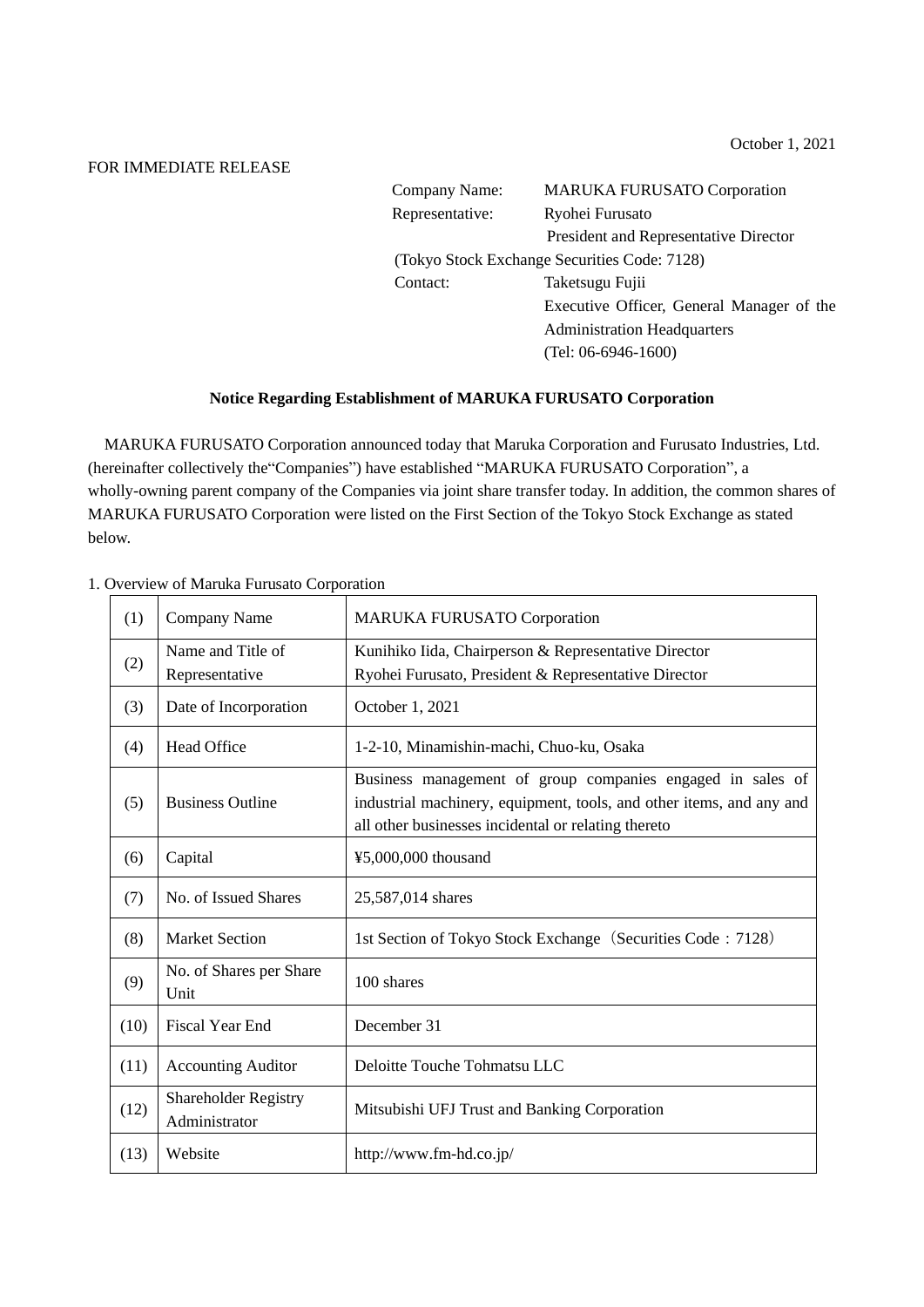October 1, 2021

FOR IMMEDIATE RELEASE

Company Name: MARUKA FURUSATO Corporation
Representative: Ryohei Furusato
President and Representative Director
(Tokyo Stock Exchange Securities Code: 7128)
Contact: Taketsugu Fujii
Executive Officer, General Manager of the Administration Headquarters
(Tel: 06-6946-1600)

**Notice Regarding Establishment of MARUKA FURUSATO Corporation**

MARUKA FURUSATO Corporation announced today that Maruka Corporation and Furusato Industries, Ltd. (hereinafter collectively the"Companies") have established "MARUKA FURUSATO Corporation", a wholly-owning parent company of the Companies via joint share transfer today. In addition, the common shares of MARUKA FURUSATO Corporation were listed on the First Section of the Tokyo Stock Exchange as stated below.

1. Overview of Maruka Furusato Corporation

| (1) | Company Name | MARUKA FURUSATO Corporation |
|---|---|---|
| (2) | Name and Title of Representative | Kunihiko Iida, Chairperson & Representative Director<br>Ryohei Furusato, President & Representative Director |
| (3) | Date of Incorporation | October 1, 2021 |
| (4) | Head Office | 1-2-10, Minamishin-machi, Chuo-ku, Osaka |
| (5) | Business Outline | Business management of group companies engaged in sales of industrial machinery, equipment, tools, and other items, and any and all other businesses incidental or relating thereto |
| (6) | Capital | ¥5,000,000 thousand |
| (7) | No. of Issued Shares | 25,587,014 shares |
| (8) | Market Section | 1st Section of Tokyo Stock Exchange（Securities Code：7128） |
| (9) | No. of Shares per Share Unit | 100 shares |
| (10) | Fiscal Year End | December 31 |
| (11) | Accounting Auditor | Deloitte Touche Tohmatsu LLC |
| (12) | Shareholder Registry Administrator | Mitsubishi UFJ Trust and Banking Corporation |
| (13) | Website | http://www.fm-hd.co.jp/ |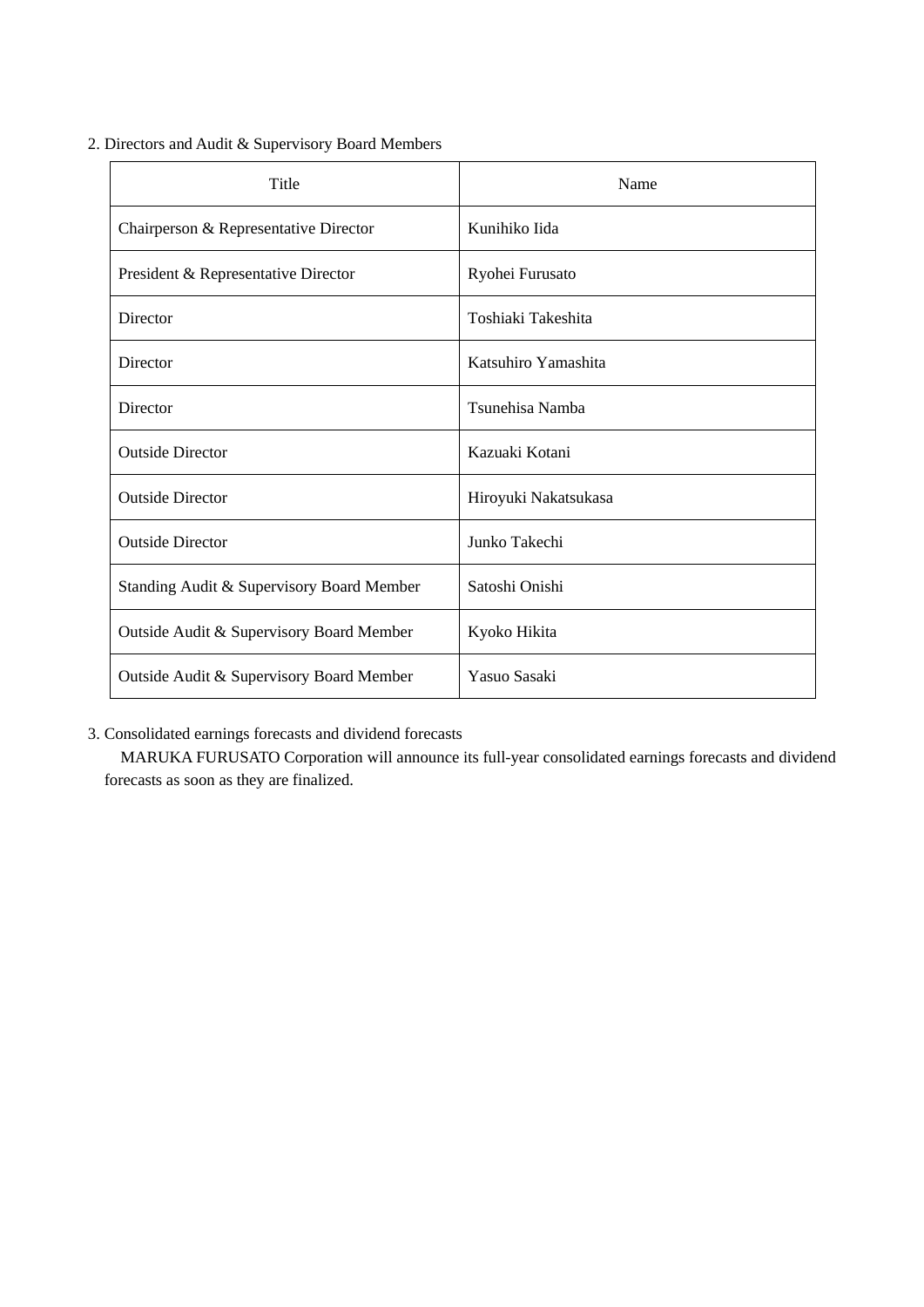2. Directors and Audit & Supervisory Board Members

| Title | Name |
| --- | --- |
| Chairperson & Representative Director | Kunihiko Iida |
| President & Representative Director | Ryohei Furusato |
| Director | Toshiaki Takeshita |
| Director | Katsuhiro Yamashita |
| Director | Tsunehisa Namba |
| Outside Director | Kazuaki Kotani |
| Outside Director | Hiroyuki Nakatsukasa |
| Outside Director | Junko Takechi |
| Standing Audit & Supervisory Board Member | Satoshi Onishi |
| Outside Audit & Supervisory Board Member | Kyoko Hikita |
| Outside Audit & Supervisory Board Member | Yasuo Sasaki |

3. Consolidated earnings forecasts and dividend forecasts

MARUKA FURUSATO Corporation will announce its full-year consolidated earnings forecasts and dividend forecasts as soon as they are finalized.